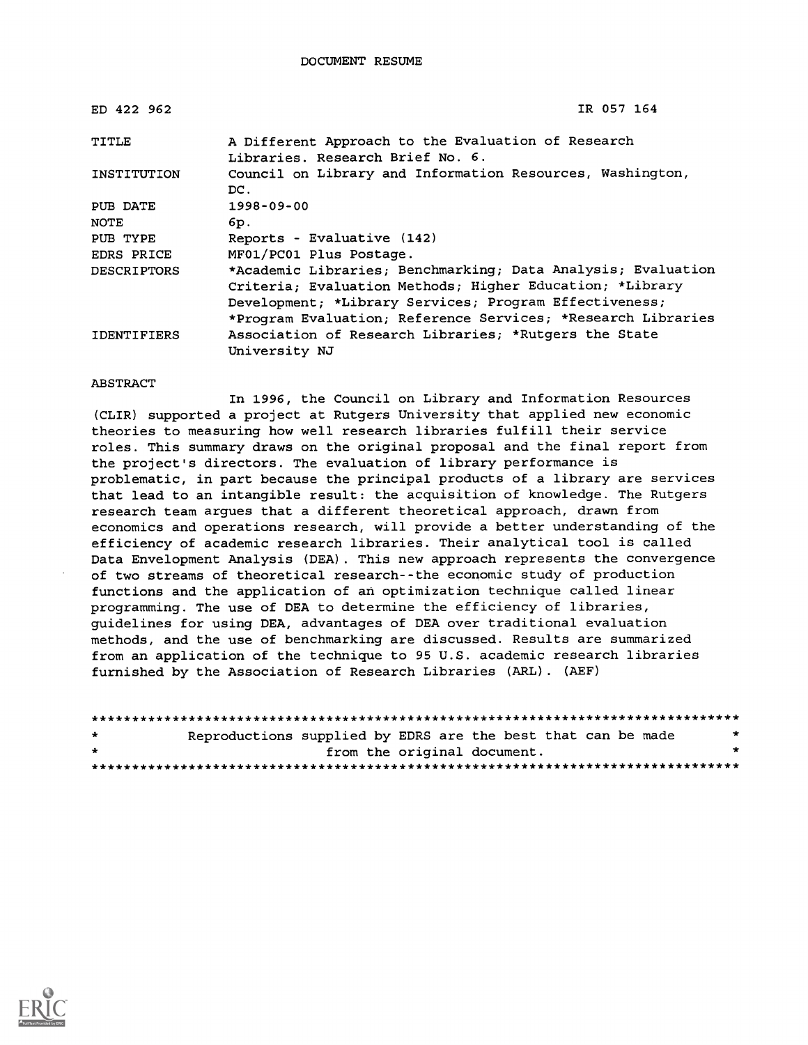DOCUMENT RESUME

| ED 422 962 | IR 057 164 |
|---|---|
| TITLE | A Different Approach to the Evaluation of Research Libraries. Research Brief No. 6. |
| INSTITUTION | Council on Library and Information Resources, Washington, DC. |
| PUB DATE | 1998-09-00 |
| NOTE | 6p. |
| PUB TYPE | Reports - Evaluative (142) |
| EDRS PRICE | MF01/PC01 Plus Postage. |
| DESCRIPTORS | *Academic Libraries; Benchmarking; Data Analysis; Evaluation Criteria; Evaluation Methods; Higher Education; *Library Development; *Library Services; Program Effectiveness; *Program Evaluation; Reference Services; *Research Libraries |
| IDENTIFIERS | Association of Research Libraries; *Rutgers the State University NJ |

ABSTRACT

In 1996, the Council on Library and Information Resources (CLIR) supported a project at Rutgers University that applied new economic theories to measuring how well research libraries fulfill their service roles. This summary draws on the original proposal and the final report from the project's directors. The evaluation of library performance is problematic, in part because the principal products of a library are services that lead to an intangible result: the acquisition of knowledge. The Rutgers research team argues that a different theoretical approach, drawn from economics and operations research, will provide a better understanding of the efficiency of academic research libraries. Their analytical tool is called Data Envelopment Analysis (DEA). This new approach represents the convergence of two streams of theoretical research--the economic study of production functions and the application of an optimization technique called linear programming. The use of DEA to determine the efficiency of libraries, guidelines for using DEA, advantages of DEA over traditional evaluation methods, and the use of benchmarking are discussed. Results are summarized from an application of the technique to 95 U.S. academic research libraries furnished by the Association of Research Libraries (ARL). (AEF)

********************************************************************************
* Reproductions supplied by EDRS are the best that can be made *
* from the original document. *
********************************************************************************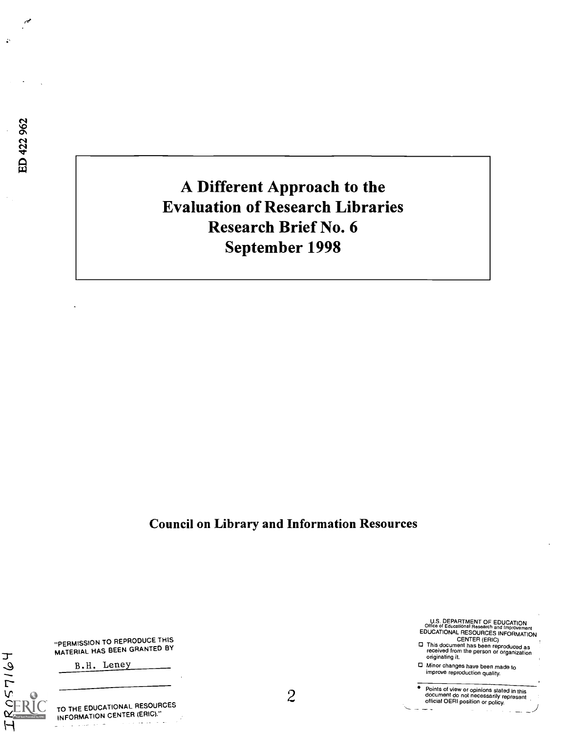ED 422 962

# A Different Approach to the Evaluation of Research Libraries
# Research Brief No. 6
# September 1998

**Council on Library and Information Resources**

"PERMISSION TO REPRODUCE THIS MATERIAL HAS BEEN GRANTED BY

B.H. Leney

TO THE EDUCATIONAL RESOURCES INFORMATION CENTER (ERIC)."

U.S. DEPARTMENT OF EDUCATION
Office of Educational Research and Improvement
EDUCATIONAL RESOURCES INFORMATION CENTER (ERIC)

- This document has been reproduced as received from the person or organization originating it.
- Minor changes have been made to improve reproduction quality.

- Points of view or opinions stated in this document do not necessarily represent official OERI position or policy.

IR057164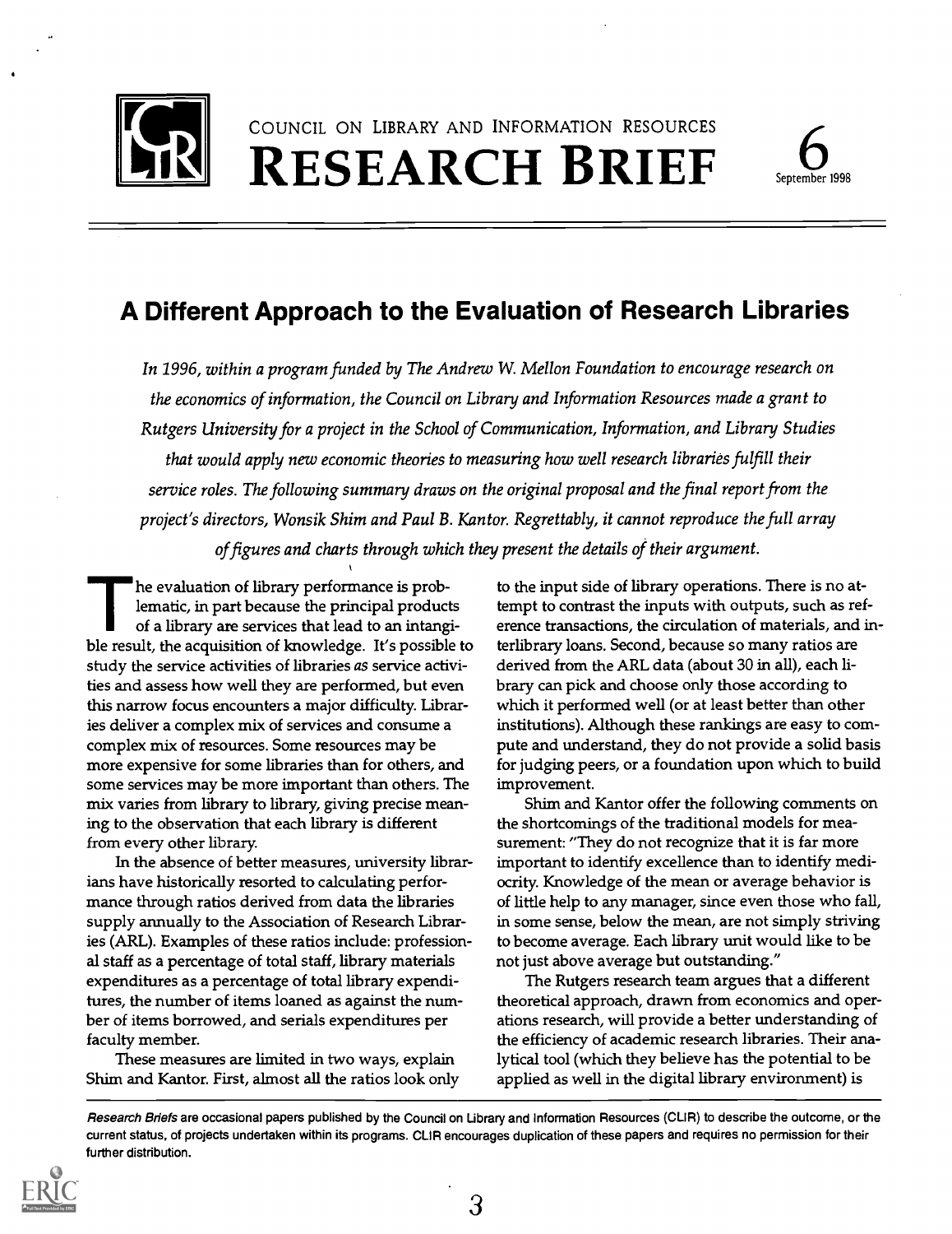COUNCIL ON LIBRARY AND INFORMATION RESOURCES

# RESEARCH BRIEF

6 September 1998

## A Different Approach to the Evaluation of Research Libraries

*In 1996, within a program funded by The Andrew W. Mellon Foundation to encourage research on the economics of information, the Council on Library and Information Resources made a grant to Rutgers University for a project in the School of Communication, Information, and Library Studies that would apply new economic theories to measuring how well research libraries fulfill their service roles. The following summary draws on the original proposal and the final report from the project's directors, Wonsik Shim and Paul B. Kantor. Regrettably, it cannot reproduce the full array of figures and charts through which they present the details of their argument.*

The evaluation of library performance is problematic, in part because the principal products of a library are services that lead to an intangible result, the acquisition of knowledge. It's possible to study the service activities of libraries *as* service activities and assess how well they are performed, but even this narrow focus encounters a major difficulty. Libraries deliver a complex mix of services and consume a complex mix of resources. Some resources may be more expensive for some libraries than for others, and some services may be more important than others. The mix varies from library to library, giving precise meaning to the observation that each library is different from every other library.

In the absence of better measures, university librarians have historically resorted to calculating performance through ratios derived from data the libraries supply annually to the Association of Research Libraries (ARL). Examples of these ratios include: professional staff as a percentage of total staff, library materials expenditures as a percentage of total library expenditures, the number of items loaned as against the number of items borrowed, and serials expenditures per faculty member.

These measures are limited in two ways, explain Shim and Kantor. First, almost all the ratios look only to the input side of library operations. There is no attempt to contrast the inputs with outputs, such as reference transactions, the circulation of materials, and interlibrary loans. Second, because so many ratios are derived from the ARL data (about 30 in all), each library can pick and choose only those according to which it performed well (or at least better than other institutions). Although these rankings are easy to compute and understand, they do not provide a solid basis for judging peers, or a foundation upon which to build improvement.

Shim and Kantor offer the following comments on the shortcomings of the traditional models for measurement: "They do not recognize that it is far more important to identify excellence than to identify mediocrity. Knowledge of the mean or average behavior is of little help to any manager, since even those who fall, in some sense, below the mean, are not simply striving to become average. Each library unit would like to be not just above average but outstanding."

The Rutgers research team argues that a different theoretical approach, drawn from economics and operations research, will provide a better understanding of the efficiency of academic research libraries. Their analytical tool (which they believe has the potential to be applied as well in the digital library environment) is

*Research Briefs* are occasional papers published by the Council on Library and Information Resources (CLIR) to describe the outcome, or the current status, of projects undertaken within its programs. CLIR encourages duplication of these papers and requires no permission for their further distribution.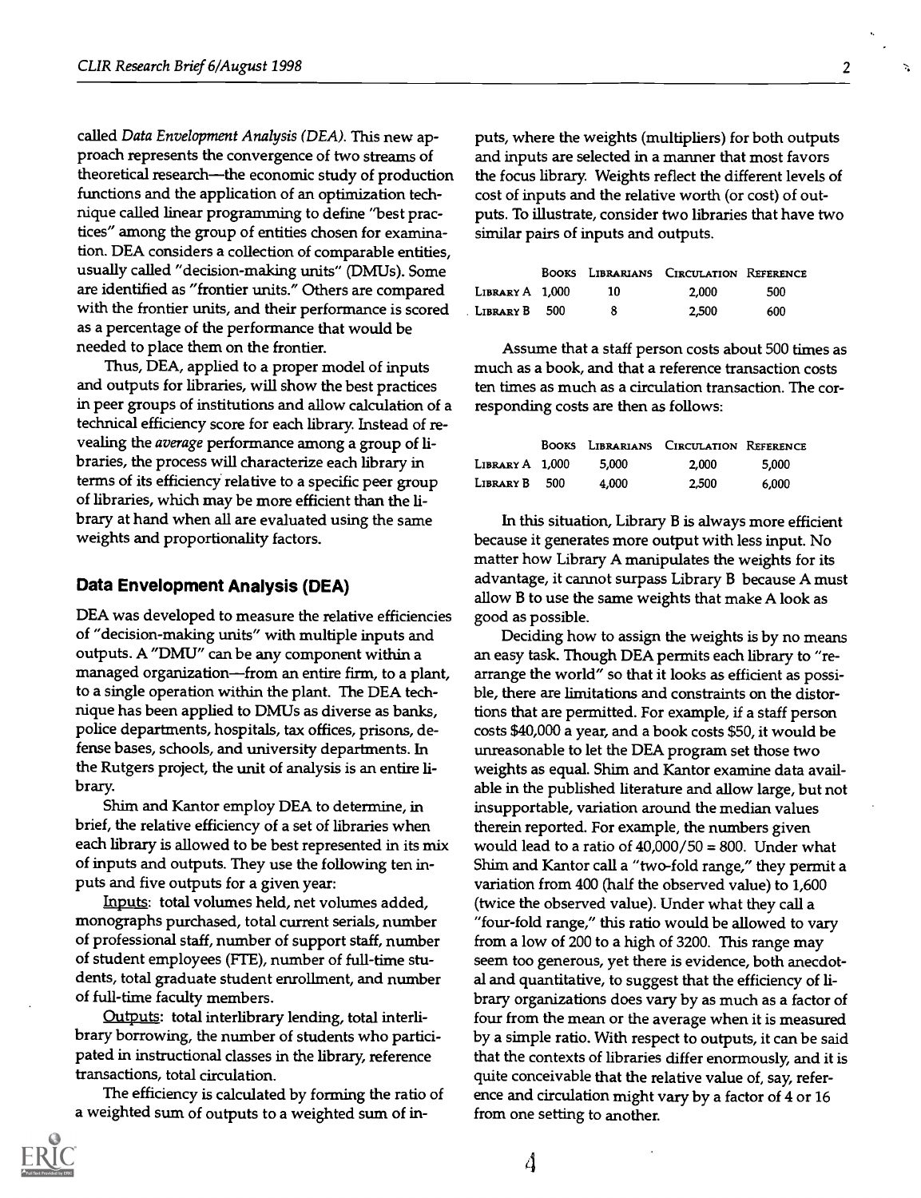called *Data Envelopment Analysis (DEA).* This new approach represents the convergence of two streams of theoretical research—the economic study of production functions and the application of an optimization technique called linear programming to define "best practices" among the group of entities chosen for examination. DEA considers a collection of comparable entities, usually called "decision-making units" (DMUs). Some are identified as "frontier units." Others are compared with the frontier units, and their performance is scored as a percentage of the performance that would be needed to place them on the frontier.

Thus, DEA, applied to a proper model of inputs and outputs for libraries, will show the best practices in peer groups of institutions and allow calculation of a technical efficiency score for each library. Instead of revealing the *average* performance among a group of libraries, the process will characterize each library in terms of its efficiency relative to a specific peer group of libraries, which may be more efficient than the library at hand when all are evaluated using the same weights and proportionality factors.

## Data Envelopment Analysis (DEA)

DEA was developed to measure the relative efficiencies of "decision-making units" with multiple inputs and outputs. A "DMU" can be any component within a managed organization—from an entire firm, to a plant, to a single operation within the plant. The DEA technique has been applied to DMUs as diverse as banks, police departments, hospitals, tax offices, prisons, defense bases, schools, and university departments. In the Rutgers project, the unit of analysis is an entire library.

Shim and Kantor employ DEA to determine, in brief, the relative efficiency of a set of libraries when each library is allowed to be best represented in its mix of inputs and outputs. They use the following ten inputs and five outputs for a given year:

Inputs: total volumes held, net volumes added, monographs purchased, total current serials, number of professional staff, number of support staff, number of student employees (FTE), number of full-time students, total graduate student enrollment, and number of full-time faculty members.

Outputs: total interlibrary lending, total interlibrary borrowing, the number of students who participated in instructional classes in the library, reference transactions, total circulation.

The efficiency is calculated by forming the ratio of a weighted sum of outputs to a weighted sum of inputs, where the weights (multipliers) for both outputs and inputs are selected in a manner that most favors the focus library. Weights reflect the different levels of cost of inputs and the relative worth (or cost) of outputs. To illustrate, consider two libraries that have two similar pairs of inputs and outputs.

| | Books | Librarians | Circulation | Reference |
|---|---|---|---|---|
| Library A | 1,000 | 10 | 2,000 | 500 |
| Library B | 500 | 8 | 2,500 | 600 |

Assume that a staff person costs about 500 times as much as a book, and that a reference transaction costs ten times as much as a circulation transaction. The corresponding costs are then as follows:

| | Books | Librarians | Circulation | Reference |
|---|---|---|---|---|
| Library A | 1,000 | 5,000 | 2,000 | 5,000 |
| Library B | 500 | 4,000 | 2,500 | 6,000 |

In this situation, Library B is always more efficient because it generates more output with less input. No matter how Library A manipulates the weights for its advantage, it cannot surpass Library B because A must allow B to use the same weights that make A look as good as possible.

Deciding how to assign the weights is by no means an easy task. Though DEA permits each library to "rearrange the world" so that it looks as efficient as possible, there are limitations and constraints on the distortions that are permitted. For example, if a staff person costs $40,000 a year, and a book costs $50, it would be unreasonable to let the DEA program set those two weights as equal. Shim and Kantor examine data available in the published literature and allow large, but not insupportable, variation around the median values therein reported. For example, the numbers given would lead to a ratio of 40,000/50 = 800. Under what Shim and Kantor call a "two-fold range," they permit a variation from 400 (half the observed value) to 1,600 (twice the observed value). Under what they call a "four-fold range," this ratio would be allowed to vary from a low of 200 to a high of 3200. This range may seem too generous, yet there is evidence, both anecdotal and quantitative, to suggest that the efficiency of library organizations does vary by as much as a factor of four from the mean or the average when it is measured by a simple ratio. With respect to outputs, it can be said that the contexts of libraries differ enormously, and it is quite conceivable that the relative value of, say, reference and circulation might vary by a factor of 4 or 16 from one setting to another.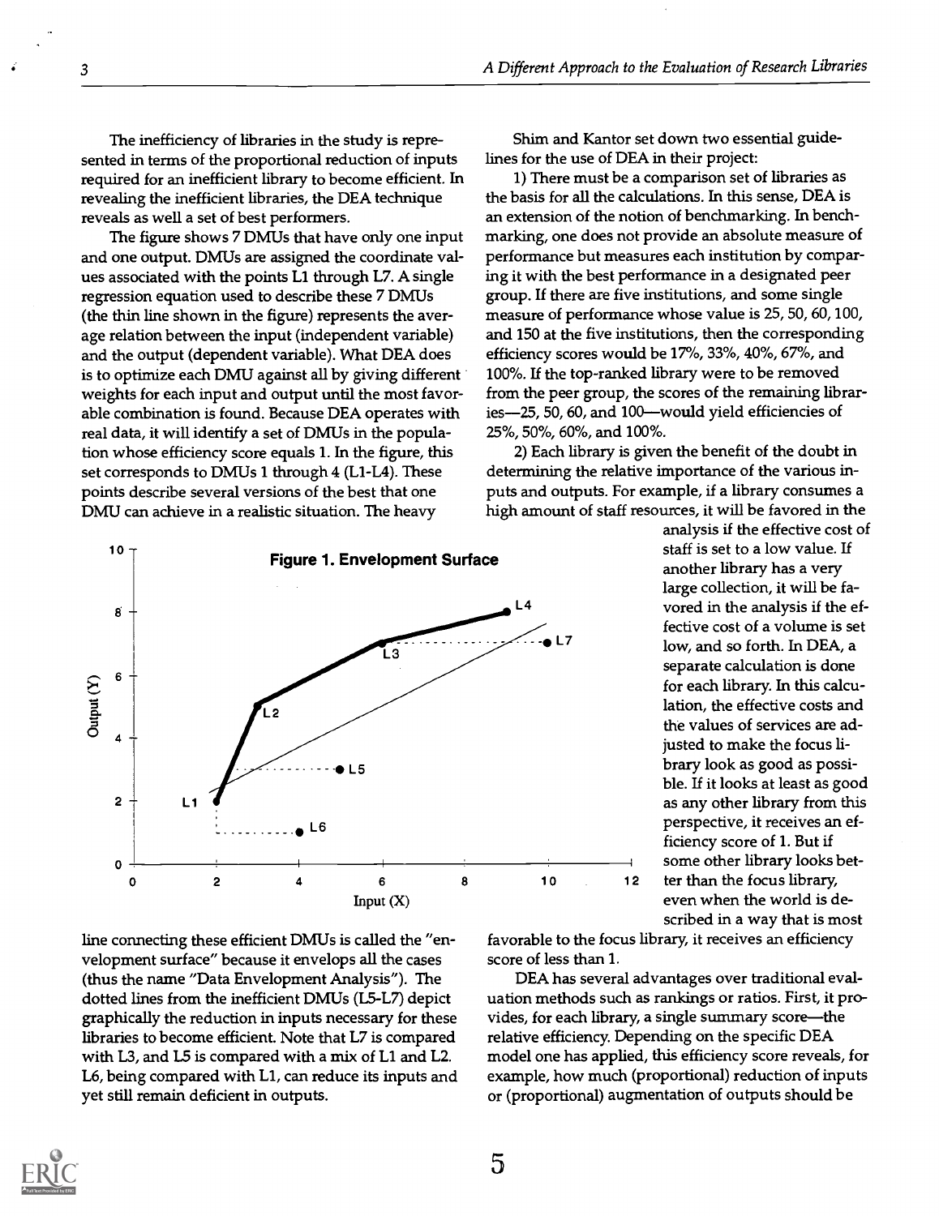The inefficiency of libraries in the study is represented in terms of the proportional reduction of inputs required for an inefficient library to become efficient. In revealing the inefficient libraries, the DEA technique reveals as well a set of best performers.

The figure shows 7 DMUs that have only one input and one output. DMUs are assigned the coordinate values associated with the points L1 through L7. A single regression equation used to describe these 7 DMUs (the thin line shown in the figure) represents the average relation between the input (independent variable) and the output (dependent variable). What DEA does is to optimize each DMU against all by giving different weights for each input and output until the most favorable combination is found. Because DEA operates with real data, it will identify a set of DMUs in the population whose efficiency score equals 1. In the figure, this set corresponds to DMUs 1 through 4 (L1-L4). These points describe several versions of the best that one DMU can achieve in a realistic situation. The heavy line connecting these efficient DMUs is called the "envelopment surface" because it envelops all the cases (thus the name "Data Envelopment Analysis"). The dotted lines from the inefficient DMUs (L5-L7) depict graphically the reduction in inputs necessary for these libraries to become efficient. Note that L7 is compared with L3, and L5 is compared with a mix of L1 and L2. L6, being compared with L1, can reduce its inputs and yet still remain deficient in outputs.

**Figure 1. Envelopment Surface**

Shim and Kantor set down two essential guidelines for the use of DEA in their project:

1) There must be a comparison set of libraries as the basis for all the calculations. In this sense, DEA is an extension of the notion of benchmarking. In benchmarking, one does not provide an absolute measure of performance but measures each institution by comparing it with the best performance in a designated peer group. If there are five institutions, and some single measure of performance whose value is 25, 50, 60, 100, and 150 at the five institutions, then the corresponding efficiency scores would be 17%, 33%, 40%, 67%, and 100%. If the top-ranked library were to be removed from the peer group, the scores of the remaining libraries—25, 50, 60, and 100—would yield efficiencies of 25%, 50%, 60%, and 100%.

2) Each library is given the benefit of the doubt in determining the relative importance of the various inputs and outputs. For example, if a library consumes a high amount of staff resources, it will be favored in the analysis if the effective cost of staff is set to a low value. If another library has a very large collection, it will be favored in the analysis if the effective cost of a volume is set low, and so forth. In DEA, a separate calculation is done for each library. In this calculation, the effective costs and the values of services are adjusted to make the focus library look as good as possible. If it looks at least as good as any other library from this perspective, it receives an efficiency score of 1. But if some other library looks better than the focus library, even when the world is described in a way that is most favorable to the focus library, it receives an efficiency score of less than 1.

DEA has several advantages over traditional evaluation methods such as rankings or ratios. First, it provides, for each library, a single summary score—the relative efficiency. Depending on the specific DEA model one has applied, this efficiency score reveals, for example, how much (proportional) reduction of inputs or (proportional) augmentation of outputs should be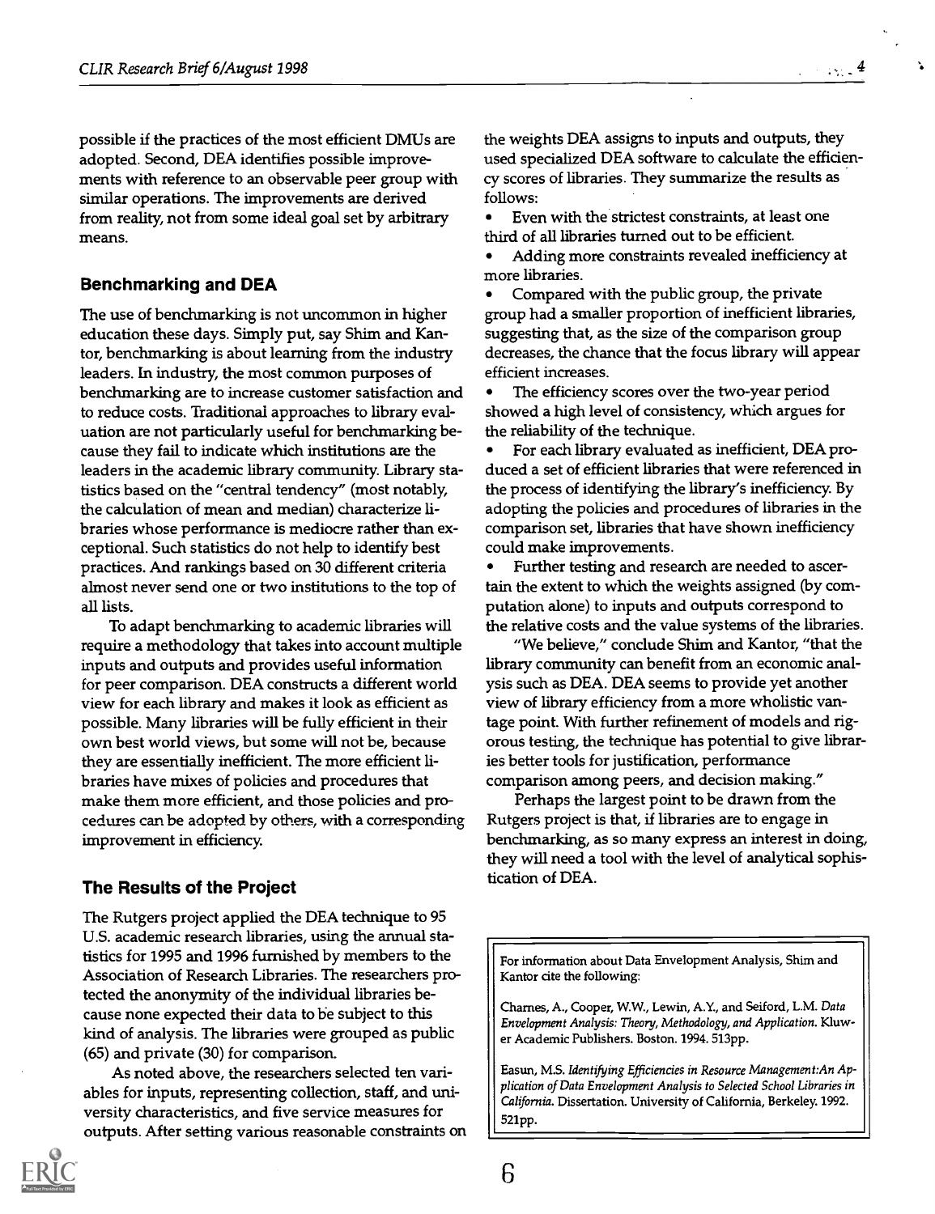possible if the practices of the most efficient DMUs are adopted. Second, DEA identifies possible improvements with reference to an observable peer group with similar operations. The improvements are derived from reality, not from some ideal goal set by arbitrary means.

## Benchmarking and DEA

The use of benchmarking is not uncommon in higher education these days. Simply put, say Shim and Kantor, benchmarking is about learning from the industry leaders. In industry, the most common purposes of benchmarking are to increase customer satisfaction and to reduce costs. Traditional approaches to library evaluation are not particularly useful for benchmarking because they fail to indicate which institutions are the leaders in the academic library community. Library statistics based on the "central tendency" (most notably, the calculation of mean and median) characterize libraries whose performance is mediocre rather than exceptional. Such statistics do not help to identify best practices. And rankings based on 30 different criteria almost never send one or two institutions to the top of all lists.

To adapt benchmarking to academic libraries will require a methodology that takes into account multiple inputs and outputs and provides useful information for peer comparison. DEA constructs a different world view for each library and makes it look as efficient as possible. Many libraries will be fully efficient in their own best world views, but some will not be, because they are essentially inefficient. The more efficient libraries have mixes of policies and procedures that make them more efficient, and those policies and procedures can be adopted by others, with a corresponding improvement in efficiency.

## The Results of the Project

The Rutgers project applied the DEA technique to 95 U.S. academic research libraries, using the annual statistics for 1995 and 1996 furnished by members to the Association of Research Libraries. The researchers protected the anonymity of the individual libraries because none expected their data to be subject to this kind of analysis. The libraries were grouped as public (65) and private (30) for comparison.

As noted above, the researchers selected ten variables for inputs, representing collection, staff, and university characteristics, and five service measures for outputs. After setting various reasonable constraints on the weights DEA assigns to inputs and outputs, they used specialized DEA software to calculate the efficiency scores of libraries. They summarize the results as follows:

- Even with the strictest constraints, at least one third of all libraries turned out to be efficient.
- Adding more constraints revealed inefficiency at more libraries.
- Compared with the public group, the private group had a smaller proportion of inefficient libraries, suggesting that, as the size of the comparison group decreases, the chance that the focus library will appear efficient increases.
- The efficiency scores over the two-year period showed a high level of consistency, which argues for the reliability of the technique.
- For each library evaluated as inefficient, DEA produced a set of efficient libraries that were referenced in the process of identifying the library's inefficiency. By adopting the policies and procedures of libraries in the comparison set, libraries that have shown inefficiency could make improvements.
- Further testing and research are needed to ascertain the extent to which the weights assigned (by computation alone) to inputs and outputs correspond to the relative costs and the value systems of the libraries.

"We believe," conclude Shim and Kantor, "that the library community can benefit from an economic analysis such as DEA. DEA seems to provide yet another view of library efficiency from a more wholistic vantage point. With further refinement of models and rigorous testing, the technique has potential to give libraries better tools for justification, performance comparison among peers, and decision making."

Perhaps the largest point to be drawn from the Rutgers project is that, if libraries are to engage in benchmarking, as so many express an interest in doing, they will need a tool with the level of analytical sophistication of DEA.

---

For information about Data Envelopment Analysis, Shim and Kantor cite the following:

Charnes, A., Cooper, W.W., Lewin, A.Y., and Seiford, L.M. *Data Envelopment Analysis: Theory, Methodology, and Application.* Kluwer Academic Publishers. Boston. 1994. 513pp.

Easun, M.S. *Identifying Efficiencies in Resource Management:An Application of Data Envelopment Analysis to Selected School Libraries in California.* Dissertation. University of California, Berkeley. 1992. 521pp.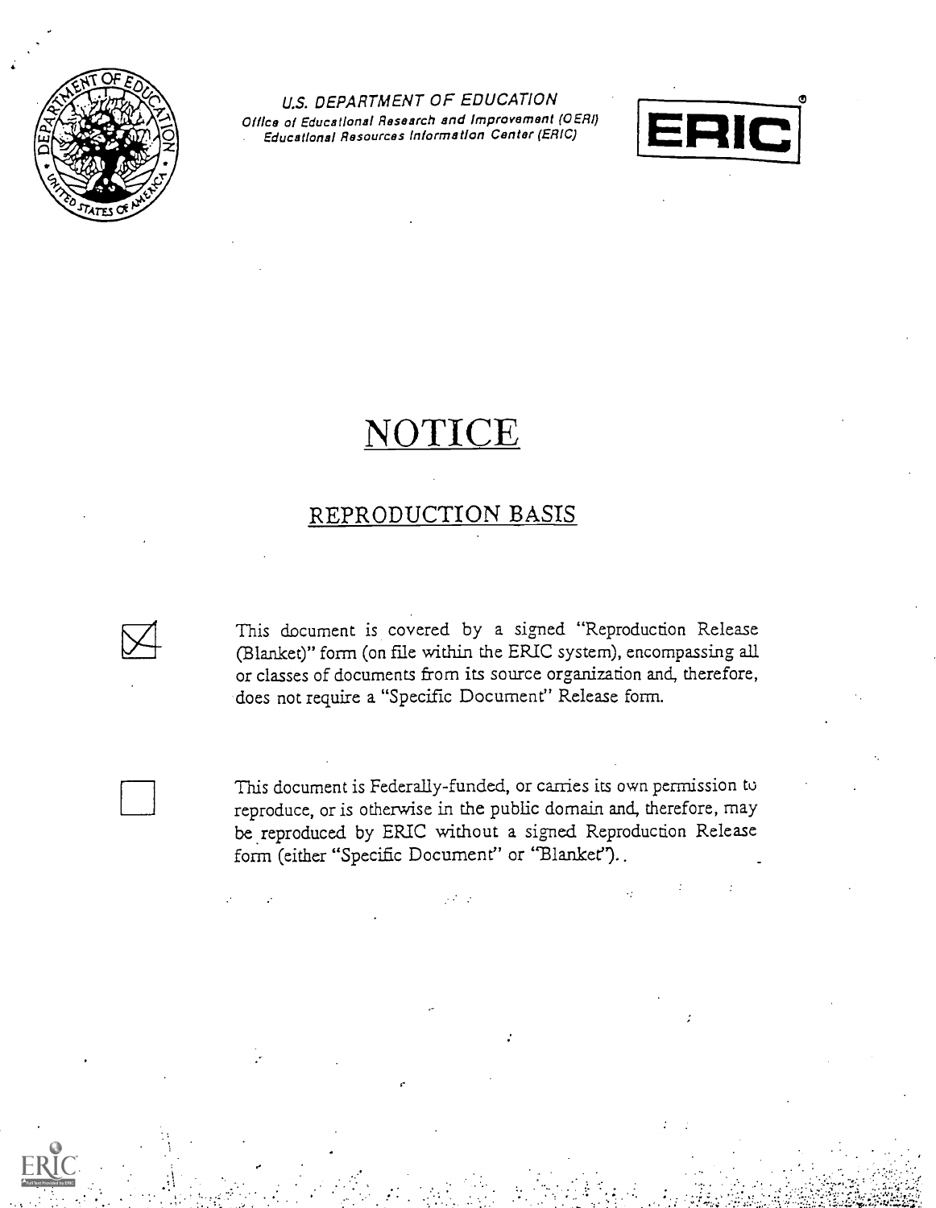U.S. DEPARTMENT OF EDUCATION
*Office of Educational Research and Improvement (OERI)*
*Educational Resources Information Center (ERIC)*

ERIC

# NOTICE

## REPRODUCTION BASIS

- [x] This document is covered by a signed "Reproduction Release (Blanket)" form (on file within the ERIC system), encompassing all or classes of documents from its source organization and, therefore, does not require a "Specific Document" Release form.

- [ ] This document is Federally-funded, or carries its own permission to reproduce, or is otherwise in the public domain and, therefore, may be reproduced by ERIC without a signed Reproduction Release form (either "Specific Document" or "Blanket").